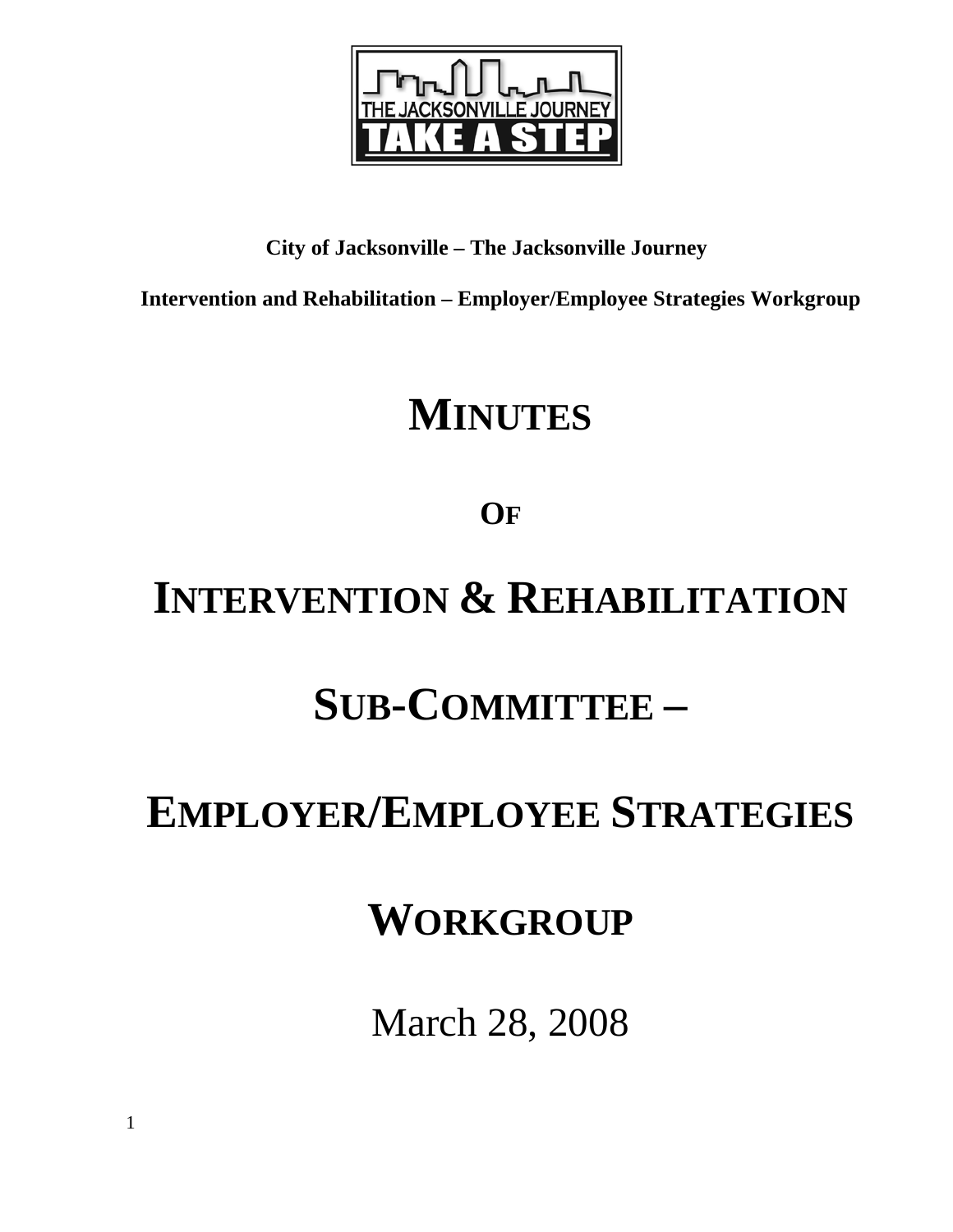**City of Jacksonville – The Jacksonville Journey**

**Intervention and Rehabilitation – Employer/Employee Strategies Workgroup**

# MINUTES

# OF

# INTERVENTION & REHABILITATION

# SUB-COMMITTEE –

# EMPLOYER/EMPLOYEE STRATEGIES

# WORKGROUP

March 28, 2008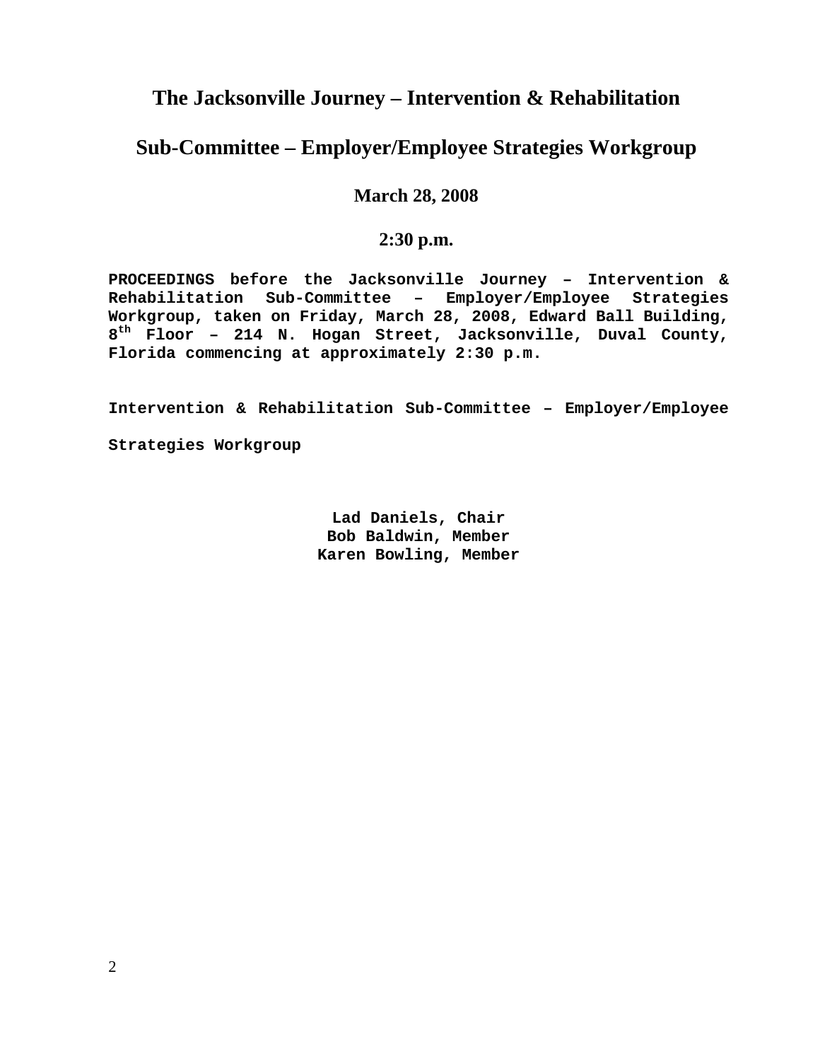# The Jacksonville Journey – Intervention & Rehabilitation

# Sub-Committee – Employer/Employee Strategies Workgroup

**March 28, 2008**

**2:30 p.m.**

**PROCEEDINGS before the Jacksonville Journey – Intervention & Rehabilitation Sub-Committee – Employer/Employee Strategies Workgroup, taken on Friday, March 28, 2008, Edward Ball Building, 8th Floor – 214 N. Hogan Street, Jacksonville, Duval County, Florida commencing at approximately 2:30 p.m.**

**Intervention & Rehabilitation Sub-Committee – Employer/Employee Strategies Workgroup**

**Lad Daniels, Chair**
**Bob Baldwin, Member**
**Karen Bowling, Member**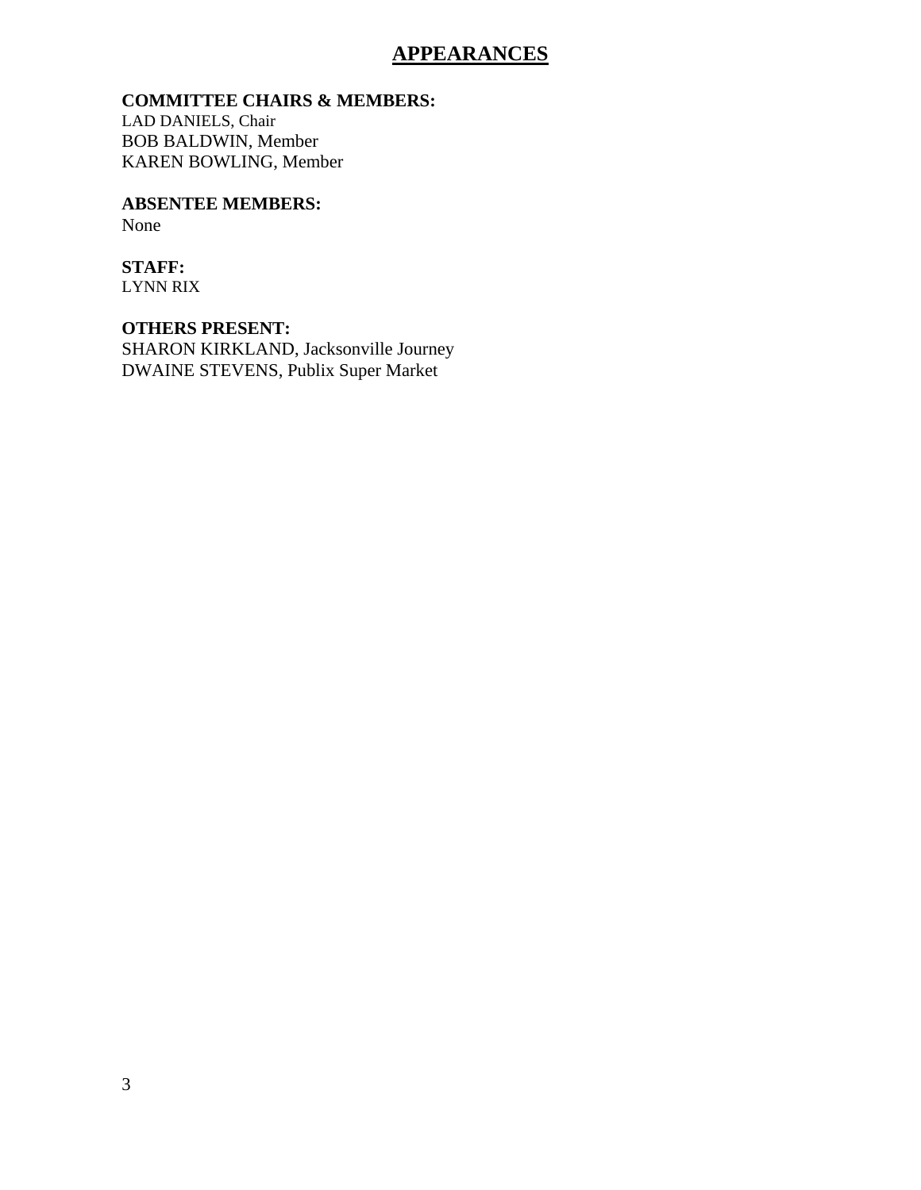# APPEARANCES

**COMMITTEE CHAIRS & MEMBERS:**

LAD DANIELS, Chair
BOB BALDWIN, Member
KAREN BOWLING, Member

**ABSENTEE MEMBERS:**

None

**STAFF:**

LYNN RIX

**OTHERS PRESENT:**

SHARON KIRKLAND, Jacksonville Journey
DWAINE STEVENS, Publix Super Market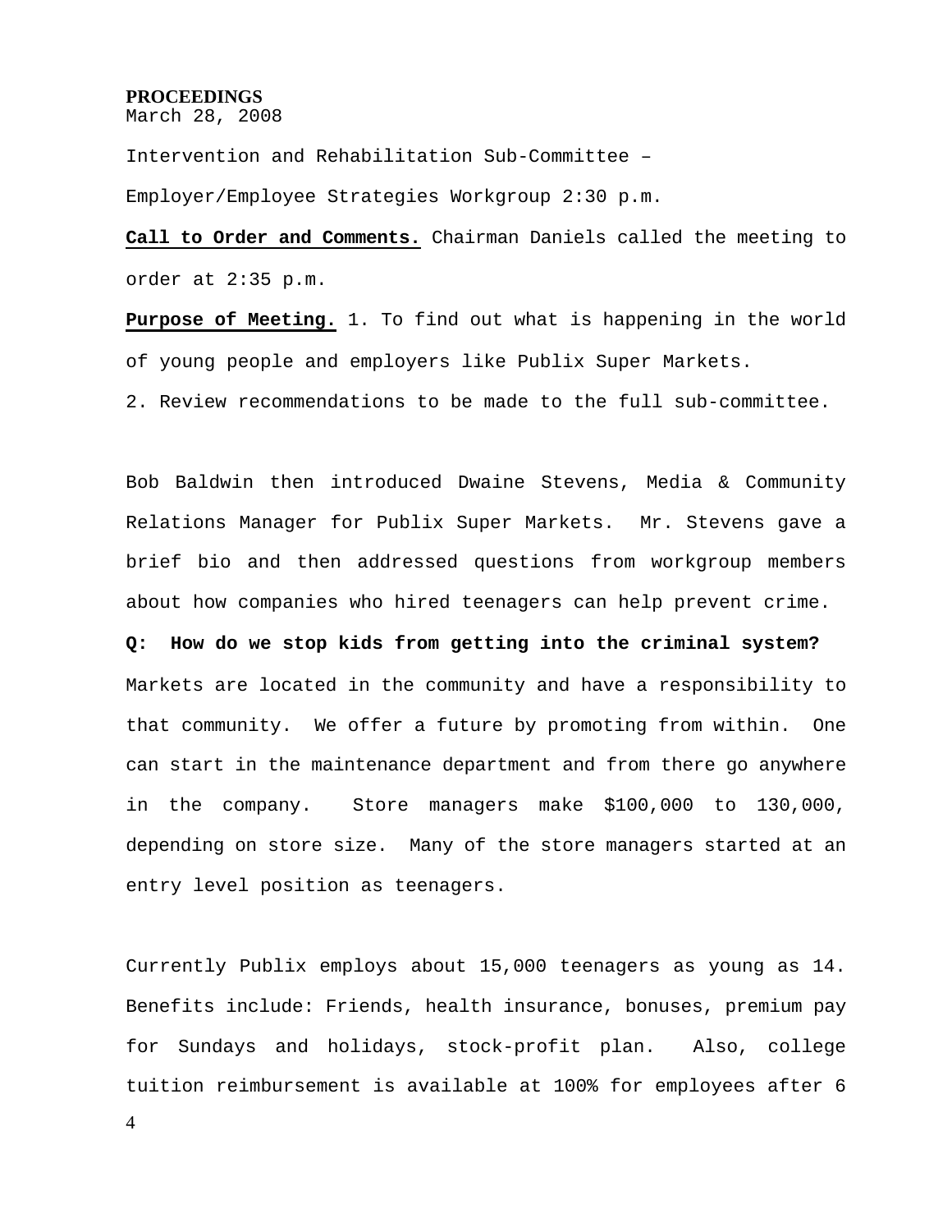**PROCEEDINGS**

March 28, 2008

Intervention and Rehabilitation Sub-Committee –

Employer/Employee Strategies Workgroup 2:30 p.m.

**Call to Order and Comments.** Chairman Daniels called the meeting to order at 2:35 p.m.

**Purpose of Meeting.** 1. To find out what is happening in the world of young people and employers like Publix Super Markets.

2. Review recommendations to be made to the full sub-committee.

Bob Baldwin then introduced Dwaine Stevens, Media & Community Relations Manager for Publix Super Markets. Mr. Stevens gave a brief bio and then addressed questions from workgroup members about how companies who hired teenagers can help prevent crime.

**Q: How do we stop kids from getting into the criminal system?**

Markets are located in the community and have a responsibility to that community. We offer a future by promoting from within. One can start in the maintenance department and from there go anywhere in the company. Store managers make $100,000 to 130,000, depending on store size. Many of the store managers started at an entry level position as teenagers.

Currently Publix employs about 15,000 teenagers as young as 14. Benefits include: Friends, health insurance, bonuses, premium pay for Sundays and holidays, stock-profit plan. Also, college tuition reimbursement is available at 100% for employees after 6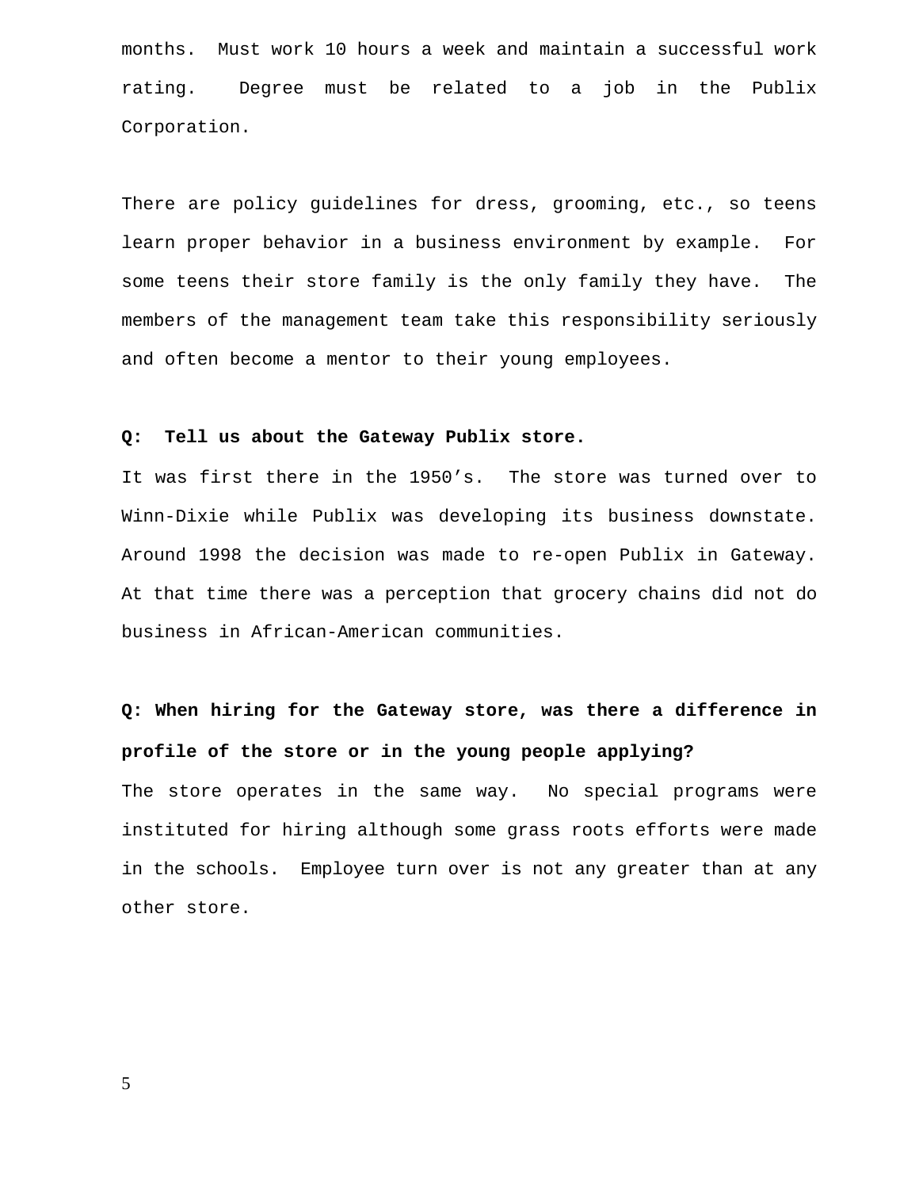months. Must work 10 hours a week and maintain a successful work rating. Degree must be related to a job in the Publix Corporation.

There are policy guidelines for dress, grooming, etc., so teens learn proper behavior in a business environment by example. For some teens their store family is the only family they have. The members of the management team take this responsibility seriously and often become a mentor to their young employees.

**Q: Tell us about the Gateway Publix store.**

It was first there in the 1950's. The store was turned over to Winn-Dixie while Publix was developing its business downstate. Around 1998 the decision was made to re-open Publix in Gateway. At that time there was a perception that grocery chains did not do business in African-American communities.

**Q: When hiring for the Gateway store, was there a difference in profile of the store or in the young people applying?**

The store operates in the same way. No special programs were instituted for hiring although some grass roots efforts were made in the schools. Employee turn over is not any greater than at any other store.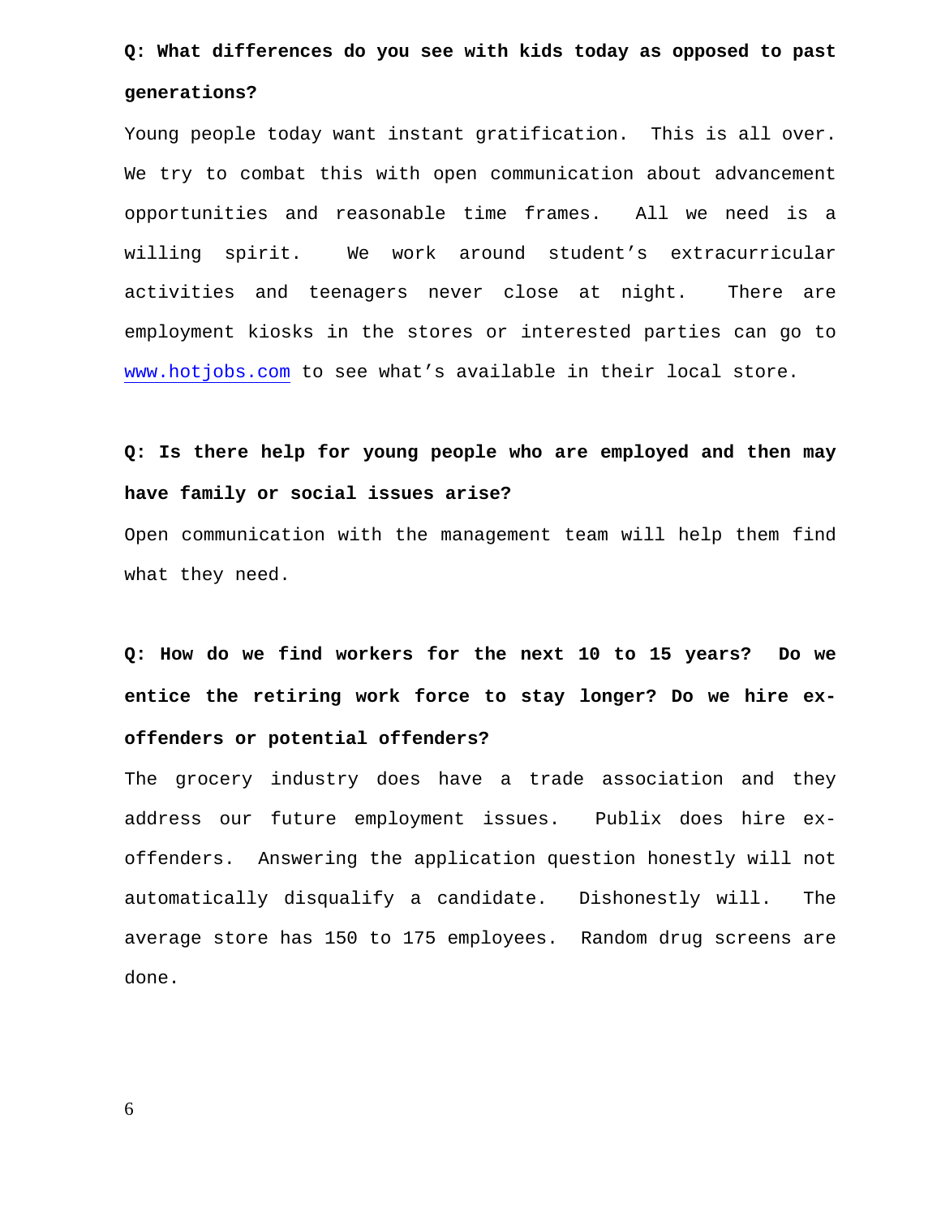**Q: What differences do you see with kids today as opposed to past generations?**

Young people today want instant gratification. This is all over. We try to combat this with open communication about advancement opportunities and reasonable time frames. All we need is a willing spirit. We work around student's extracurricular activities and teenagers never close at night. There are employment kiosks in the stores or interested parties can go to www.hotjobs.com to see what's available in their local store.

**Q: Is there help for young people who are employed and then may have family or social issues arise?**

Open communication with the management team will help them find what they need.

**Q: How do we find workers for the next 10 to 15 years? Do we entice the retiring work force to stay longer? Do we hire ex-offenders or potential offenders?**

The grocery industry does have a trade association and they address our future employment issues. Publix does hire ex-offenders. Answering the application question honestly will not automatically disqualify a candidate. Dishonestly will. The average store has 150 to 175 employees. Random drug screens are done.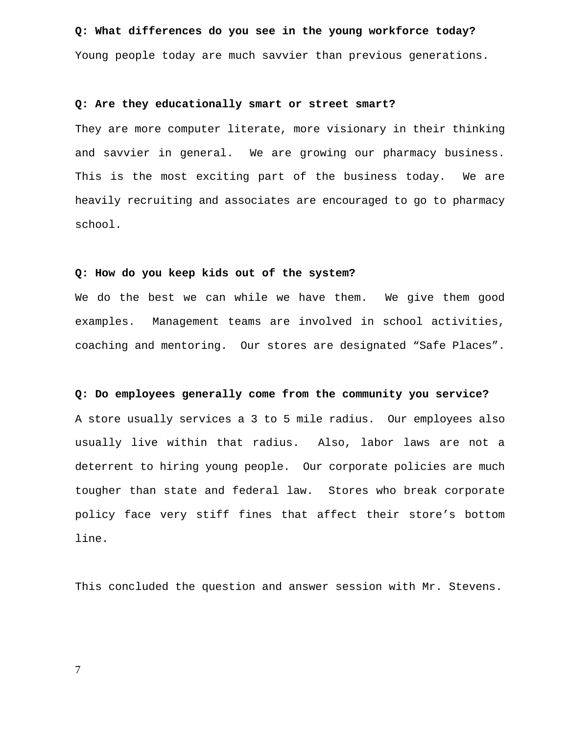**Q: What differences do you see in the young workforce today?**

Young people today are much savvier than previous generations.

**Q: Are they educationally smart or street smart?**

They are more computer literate, more visionary in their thinking and savvier in general. We are growing our pharmacy business. This is the most exciting part of the business today. We are heavily recruiting and associates are encouraged to go to pharmacy school.

**Q: How do you keep kids out of the system?**

We do the best we can while we have them. We give them good examples. Management teams are involved in school activities, coaching and mentoring. Our stores are designated "Safe Places".

**Q: Do employees generally come from the community you service?**

A store usually services a 3 to 5 mile radius. Our employees also usually live within that radius. Also, labor laws are not a deterrent to hiring young people. Our corporate policies are much tougher than state and federal law. Stores who break corporate policy face very stiff fines that affect their store's bottom line.

This concluded the question and answer session with Mr. Stevens.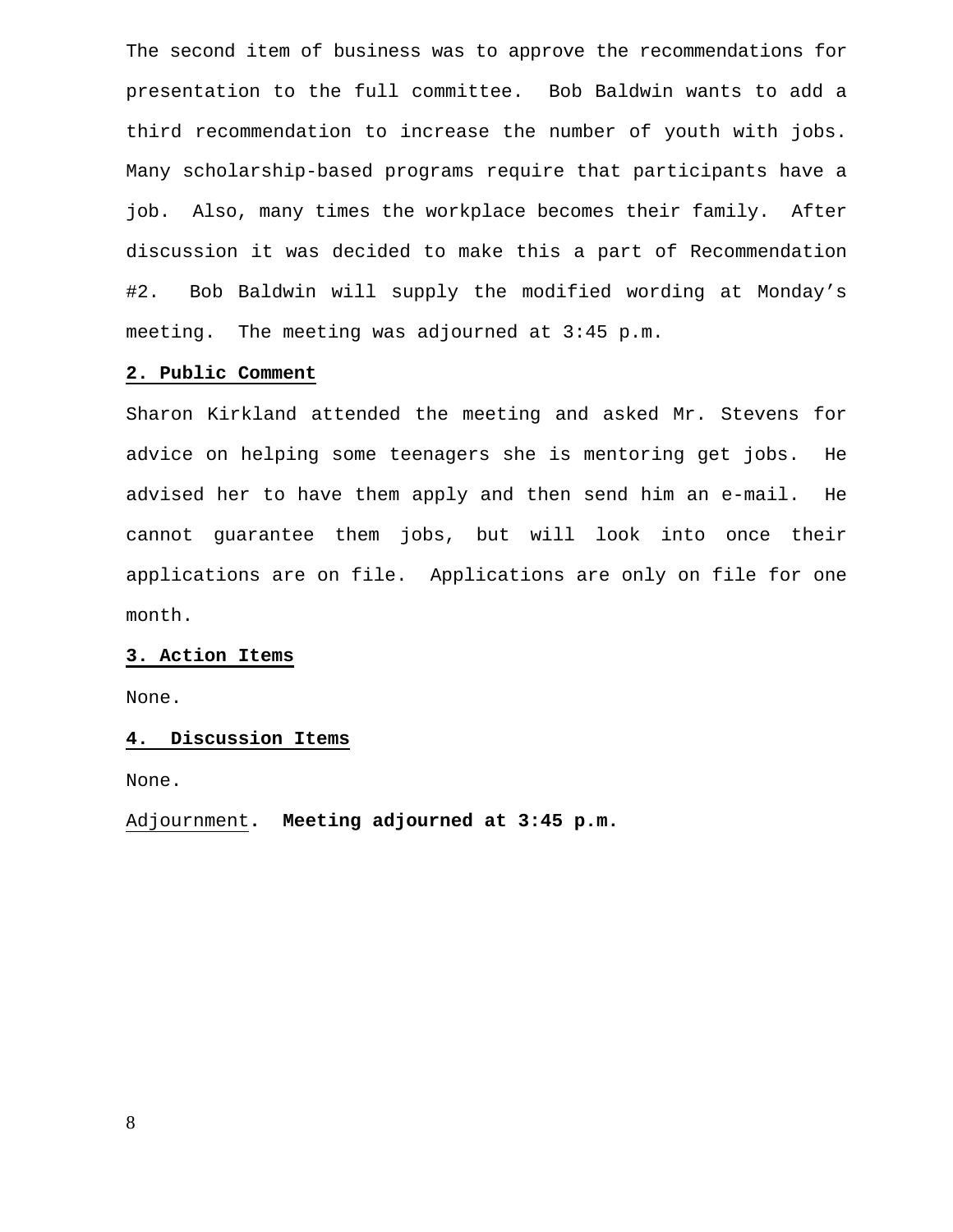The second item of business was to approve the recommendations for presentation to the full committee. Bob Baldwin wants to add a third recommendation to increase the number of youth with jobs. Many scholarship-based programs require that participants have a job. Also, many times the workplace becomes their family. After discussion it was decided to make this a part of Recommendation #2. Bob Baldwin will supply the modified wording at Monday's meeting. The meeting was adjourned at 3:45 p.m.

**2. Public Comment**

Sharon Kirkland attended the meeting and asked Mr. Stevens for advice on helping some teenagers she is mentoring get jobs. He advised her to have them apply and then send him an e-mail. He cannot guarantee them jobs, but will look into once their applications are on file. Applications are only on file for one month.

**3. Action Items**

None.

**4. Discussion Items**

None.

Adjournment. **Meeting adjourned at 3:45 p.m.**